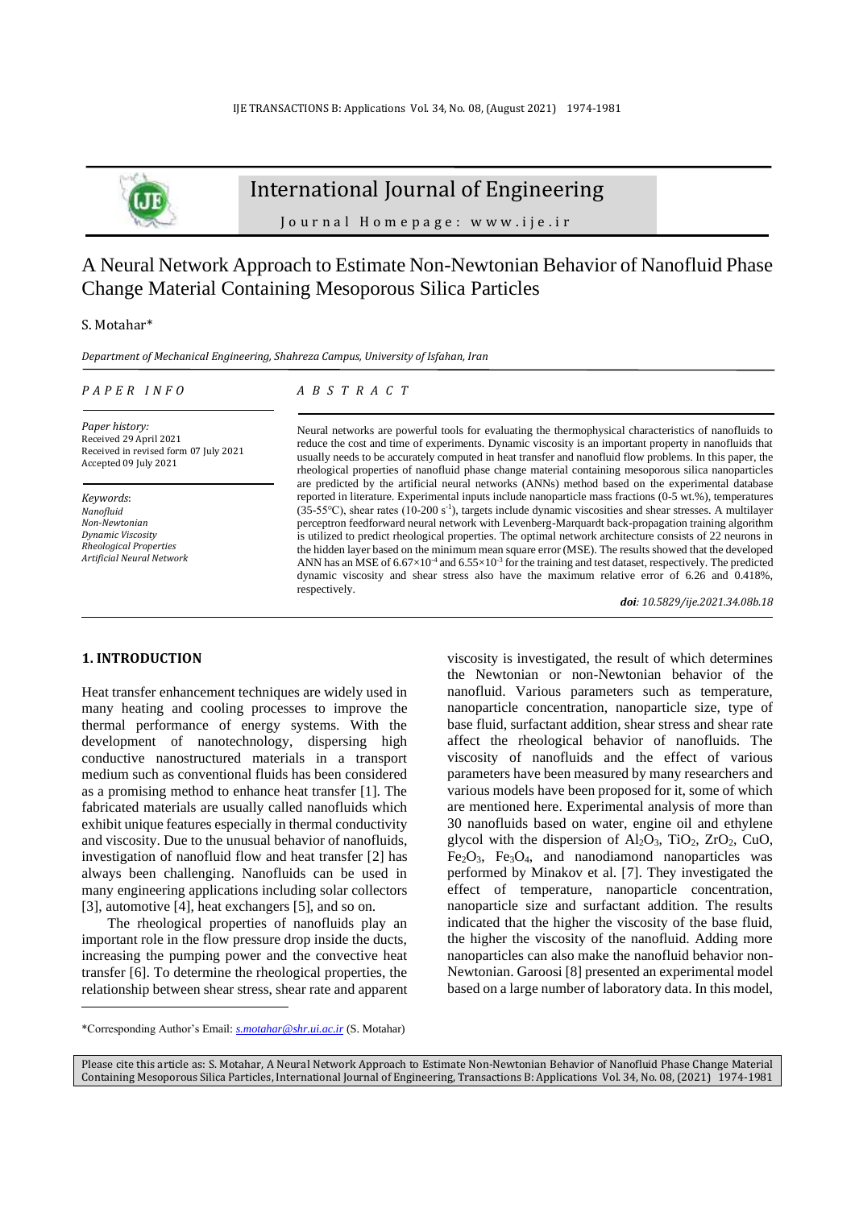# A Neural Network Approach to Estimate Non-Newtonian Behavior of Nanofluid Phase Change Material Containing Mesoporous Silica Particles

S. Motahar*

*Department of Mechanical Engineering, Shahreza Campus, University of Isfahan, Iran*

*PAPER INFO*

*Paper history:*
Received 29 April 2021
Received in revised form 07 July 2021
Accepted 09 July 2021

*Keywords*:
*Nanofluid*
*Non-Newtonian*
*Dynamic Viscosity*
*Rheological Properties*
*Artificial Neural Network*

*ABSTRACT*

Neural networks are powerful tools for evaluating the thermophysical characteristics of nanofluids to reduce the cost and time of experiments. Dynamic viscosity is an important property in nanofluids that usually needs to be accurately computed in heat transfer and nanofluid flow problems. In this paper, the rheological properties of nanofluid phase change material containing mesoporous silica nanoparticles are predicted by the artificial neural networks (ANNs) method based on the experimental database reported in literature. Experimental inputs include nanoparticle mass fractions (0-5 wt.%), temperatures (35-55°C), shear rates (10-200 $s^{-1}$), targets include dynamic viscosities and shear stresses. A multilayer perceptron feedforward neural network with Levenberg-Marquardt back-propagation training algorithm is utilized to predict rheological properties. The optimal network architecture consists of 22 neurons in the hidden layer based on the minimum mean square error (MSE). The results showed that the developed ANN has an MSE of $6.67\times10^{-4}$ and $6.55\times10^{-3}$ for the training and test dataset, respectively. The predicted dynamic viscosity and shear stress also have the maximum relative error of 6.26 and 0.418%, respectively.

***doi**: 10.5829/ije.2021.34.08b.18*

## 1. INTRODUCTION

Heat transfer enhancement techniques are widely used in many heating and cooling processes to improve the thermal performance of energy systems. With the development of nanotechnology, dispersing high conductive nanostructured materials in a transport medium such as conventional fluids has been considered as a promising method to enhance heat transfer [1]. The fabricated materials are usually called nanofluids which exhibit unique features especially in thermal conductivity and viscosity. Due to the unusual behavior of nanofluids, investigation of nanofluid flow and heat transfer [2] has always been challenging. Nanofluids can be used in many engineering applications including solar collectors [3], automotive [4], heat exchangers [5], and so on.

The rheological properties of nanofluids play an important role in the flow pressure drop inside the ducts, increasing the pumping power and the convective heat transfer [6]. To determine the rheological properties, the relationship between shear stress, shear rate and apparent viscosity is investigated, the result of which determines the Newtonian or non-Newtonian behavior of the nanofluid. Various parameters such as temperature, nanoparticle concentration, nanoparticle size, type of base fluid, surfactant addition, shear stress and shear rate affect the rheological behavior of nanofluids. The viscosity of nanofluids and the effect of various parameters have been measured by many researchers and various models have been proposed for it, some of which are mentioned here. Experimental analysis of more than 30 nanofluids based on water, engine oil and ethylene glycol with the dispersion of $Al_2O_3$, $TiO_2$, $ZrO_2$, CuO, $Fe_2O_3$, $Fe_3O_4$, and nanodiamond nanoparticles was performed by Minakov et al. [7]. They investigated the effect of temperature, nanoparticle concentration, nanoparticle size and surfactant addition. The results indicated that the higher the viscosity of the base fluid, the higher the viscosity of the nanofluid. Adding more nanoparticles can also make the nanofluid behavior non-Newtonian. Garoosi [8] presented an experimental model based on a large number of laboratory data. In this model,

*Corresponding Author's Email: *s.motahar@shr.ui.ac.ir* (S. Motahar)

Please cite this article as: S. Motahar, A Neural Network Approach to Estimate Non-Newtonian Behavior of Nanofluid Phase Change Material Containing Mesoporous Silica Particles, International Journal of Engineering, Transactions B: Applications Vol. 34, No. 08, (2021) 1974-1981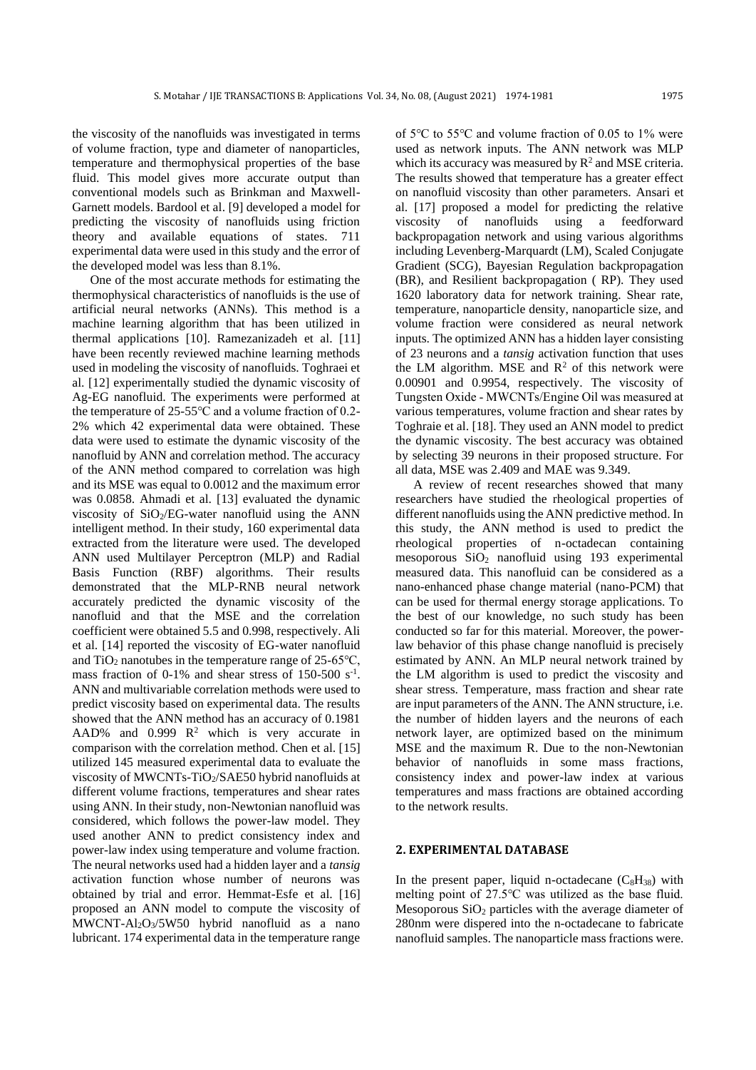the viscosity of the nanofluids was investigated in terms of volume fraction, type and diameter of nanoparticles, temperature and thermophysical properties of the base fluid. This model gives more accurate output than conventional models such as Brinkman and Maxwell-Garnett models. Bardool et al. [9] developed a model for predicting the viscosity of nanofluids using friction theory and available equations of states. 711 experimental data were used in this study and the error of the developed model was less than 8.1%.

One of the most accurate methods for estimating the thermophysical characteristics of nanofluids is the use of artificial neural networks (ANNs). This method is a machine learning algorithm that has been utilized in thermal applications [10]. Ramezanizadeh et al. [11] have been recently reviewed machine learning methods used in modeling the viscosity of nanofluids. Toghraei et al. [12] experimentally studied the dynamic viscosity of Ag-EG nanofluid. The experiments were performed at the temperature of 25-55°C and a volume fraction of 0.2-2% which 42 experimental data were obtained. These data were used to estimate the dynamic viscosity of the nanofluid by ANN and correlation method. The accuracy of the ANN method compared to correlation was high and its MSE was equal to 0.0012 and the maximum error was 0.0858. Ahmadi et al. [13] evaluated the dynamic viscosity of $SiO_2$/EG-water nanofluid using the ANN intelligent method. In their study, 160 experimental data extracted from the literature were used. The developed ANN used Multilayer Perceptron (MLP) and Radial Basis Function (RBF) algorithms. Their results demonstrated that the MLP-RNB neural network accurately predicted the dynamic viscosity of the nanofluid and that the MSE and the correlation coefficient were obtained 5.5 and 0.998, respectively. Ali et al. [14] reported the viscosity of EG-water nanofluid and $TiO_2$ nanotubes in the temperature range of 25-65°C, mass fraction of 0-1% and shear stress of 150-500 $s^{-1}$. ANN and multivariable correlation methods were used to predict viscosity based on experimental data. The results showed that the ANN method has an accuracy of 0.1981 AAD% and 0.999 $R^2$ which is very accurate in comparison with the correlation method. Chen et al. [15] utilized 145 measured experimental data to evaluate the viscosity of MWCNTs-$TiO_2$/SAE50 hybrid nanofluids at different volume fractions, temperatures and shear rates using ANN. In their study, non-Newtonian nanofluid was considered, which follows the power-law model. They used another ANN to predict consistency index and power-law index using temperature and volume fraction. The neural networks used had a hidden layer and a *tansig* activation function whose number of neurons was obtained by trial and error. Hemmat-Esfe et al. [16] proposed an ANN model to compute the viscosity of MWCNT-$Al_2O_3$/5W50 hybrid nanofluid as a nano lubricant. 174 experimental data in the temperature range of 5°C to 55°C and volume fraction of 0.05 to 1% were used as network inputs. The ANN network was MLP which its accuracy was measured by $R^2$ and MSE criteria. The results showed that temperature has a greater effect on nanofluid viscosity than other parameters. Ansari et al. [17] proposed a model for predicting the relative viscosity of nanofluids using a feedforward backpropagation network and using various algorithms including Levenberg-Marquardt (LM), Scaled Conjugate Gradient (SCG), Bayesian Regulation backpropagation (BR), and Resilient backpropagation ( RP). They used 1620 laboratory data for network training. Shear rate, temperature, nanoparticle density, nanoparticle size, and volume fraction were considered as neural network inputs. The optimized ANN has a hidden layer consisting of 23 neurons and a *tansig* activation function that uses the LM algorithm. MSE and $R^2$ of this network were 0.00901 and 0.9954, respectively. The viscosity of Tungsten Oxide - MWCNTs/Engine Oil was measured at various temperatures, volume fraction and shear rates by Toghraie et al. [18]. They used an ANN model to predict the dynamic viscosity. The best accuracy was obtained by selecting 39 neurons in their proposed structure. For all data, MSE was 2.409 and MAE was 9.349.

A review of recent researches showed that many researchers have studied the rheological properties of different nanofluids using the ANN predictive method. In this study, the ANN method is used to predict the rheological properties of n-octadecan containing mesoporous $SiO_2$ nanofluid using 193 experimental measured data. This nanofluid can be considered as a nano-enhanced phase change material (nano-PCM) that can be used for thermal energy storage applications. To the best of our knowledge, no such study has been conducted so far for this material. Moreover, the power-law behavior of this phase change nanofluid is precisely estimated by ANN. An MLP neural network trained by the LM algorithm is used to predict the viscosity and shear stress. Temperature, mass fraction and shear rate are input parameters of the ANN. The ANN structure, i.e. the number of hidden layers and the neurons of each network layer, are optimized based on the minimum MSE and the maximum R. Due to the non-Newtonian behavior of nanofluids in some mass fractions, consistency index and power-law index at various temperatures and mass fractions are obtained according to the network results.

## 2. EXPERIMENTAL DATABASE

In the present paper, liquid n-octadecane ($C_8H_{38}$) with melting point of 27.5°C was utilized as the base fluid. Mesoporous $SiO_2$ particles with the average diameter of 280nm were dispered into the n-octadecane to fabricate nanofluid samples. The nanoparticle mass fractions were.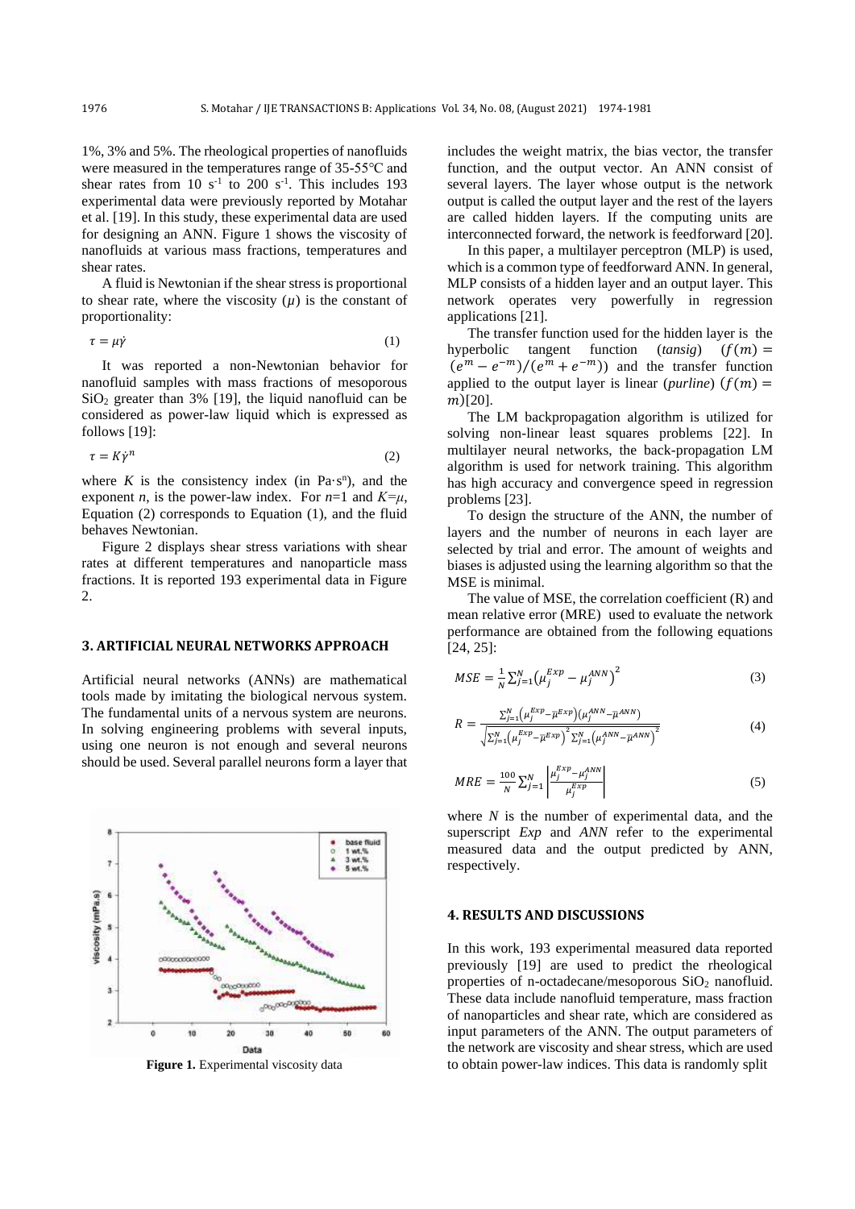1%, 3% and 5%. The rheological properties of nanofluids were measured in the temperatures range of 35-55°C and shear rates from 10 $s^{-1}$ to 200 $s^{-1}$. This includes 193 experimental data were previously reported by Motahar et al. [19]. In this study, these experimental data are used for designing an ANN. Figure 1 shows the viscosity of nanofluids at various mass fractions, temperatures and shear rates.

A fluid is Newtonian if the shear stress is proportional to shear rate, where the viscosity ($\mu$) is the constant of proportionality:

$$\tau = \mu\dot{\gamma} \tag{1}$$

It was reported a non-Newtonian behavior for nanofluid samples with mass fractions of mesoporous $SiO_2$ greater than 3% [19], the liquid nanofluid can be considered as power-law liquid which is expressed as follows [19]:

$$\tau = K\dot{\gamma}^n \tag{2}$$

where $K$ is the consistency index (in $Pa{\cdot}s^n$), and the exponent $n$, is the power-law index. For $n$=1 and $K$=$\mu$, Equation (2) corresponds to Equation (1), and the fluid behaves Newtonian.

Figure 2 displays shear stress variations with shear rates at different temperatures and nanoparticle mass fractions. It is reported 193 experimental data in Figure 2.

Figure 1. Experimental viscosity data

## 3. ARTIFICIAL NEURAL NETWORKS APPROACH

Artificial neural networks (ANNs) are mathematical tools made by imitating the biological nervous system. The fundamental units of a nervous system are neurons. In solving engineering problems with several inputs, using one neuron is not enough and several neurons should be used. Several parallel neurons form a layer that includes the weight matrix, the bias vector, the transfer function, and the output vector. An ANN consist of several layers. The layer whose output is the network output is called the output layer and the rest of the layers are called hidden layers. If the computing units are interconnected forward, the network is feedforward [20].

In this paper, a multilayer perceptron (MLP) is used, which is a common type of feedforward ANN. In general, MLP consists of a hidden layer and an output layer. This network operates very powerfully in regression applications [21].

The transfer function used for the hidden layer is the hyperbolic tangent function (*tansig*) ($f(m) = (e^m - e^{-m})/(e^m + e^{-m})$) and the transfer function applied to the output layer is linear (*purline*) ($f(m) = m$)[20].

The LM backpropagation algorithm is utilized for solving non-linear least squares problems [22]. In multilayer neural networks, the back-propagation LM algorithm is used for network training. This algorithm has high accuracy and convergence speed in regression problems [23].

To design the structure of the ANN, the number of layers and the number of neurons in each layer are selected by trial and error. The amount of weights and biases is adjusted using the learning algorithm so that the MSE is minimal.

The value of MSE, the correlation coefficient (R) and mean relative error (MRE) used to evaluate the network performance are obtained from the following equations [24, 25]:

$$MSE = \frac{1}{N}\sum_{j=1}^{N}\left(\mu_j^{Exp} - \mu_j^{ANN}\right)^2 \tag{3}$$

$$R = \frac{\sum_{j=1}^{N}\left(\mu_j^{Exp} - \bar{\mu}^{Exp}\right)\left(\mu_j^{ANN} - \bar{\mu}^{ANN}\right)}{\sqrt{\sum_{j=1}^{N}\left(\mu_j^{Exp} - \bar{\mu}^{Exp}\right)^2 \sum_{j=1}^{N}\left(\mu_j^{ANN} - \bar{\mu}^{ANN}\right)^2}} \tag{4}$$

$$MRE = \frac{100}{N}\sum_{j=1}^{N}\left|\frac{\mu_j^{Exp} - \mu_j^{ANN}}{\mu_j^{Exp}}\right| \tag{5}$$

where $N$ is the number of experimental data, and the superscript *Exp* and *ANN* refer to the experimental measured data and the output predicted by ANN, respectively.

## 4. RESULTS AND DISCUSSIONS

In this work, 193 experimental measured data reported previously [19] are used to predict the rheological properties of n-octadecane/mesoporous $SiO_2$ nanofluid. These data include nanofluid temperature, mass fraction of nanoparticles and shear rate, which are considered as input parameters of the ANN. The output parameters of the network are viscosity and shear stress, which are used to obtain power-law indices. This data is randomly split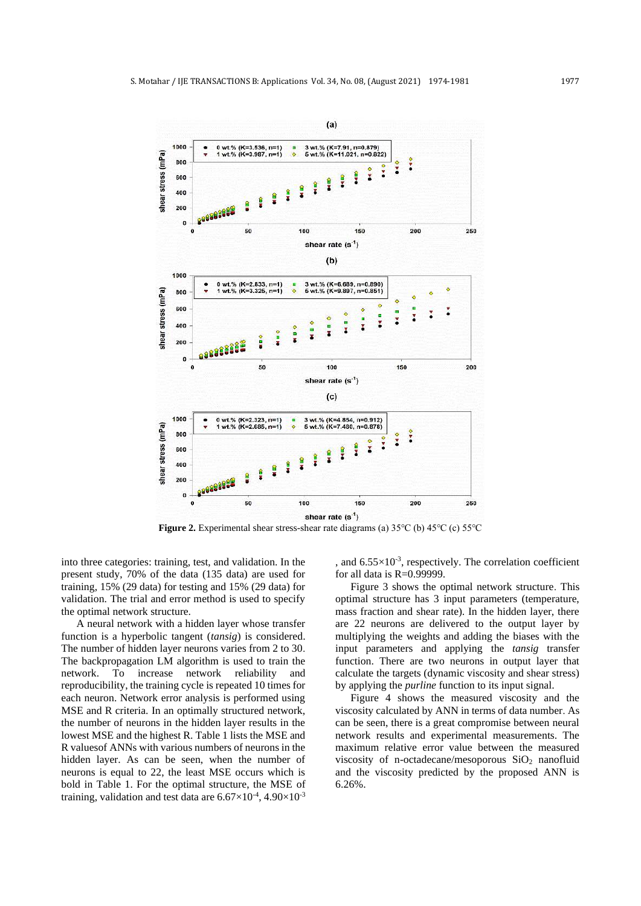**Figure 2.** Experimental shear stress-shear rate diagrams (a) 35°C (b) 45°C (c) 55°C

into three categories: training, test, and validation. In the present study, 70% of the data (135 data) are used for training, 15% (29 data) for testing and 15% (29 data) for validation. The trial and error method is used to specify the optimal network structure.

A neural network with a hidden layer whose transfer function is a hyperbolic tangent (*tansig*) is considered. The number of hidden layer neurons varies from 2 to 30. The backpropagation LM algorithm is used to train the network. To increase network reliability and reproducibility, the training cycle is repeated 10 times for each neuron. Network error analysis is performed using MSE and R criteria. In an optimally structured network, the number of neurons in the hidden layer results in the lowest MSE and the highest R. Table 1 lists the MSE and R valuesof ANNs with various numbers of neurons in the hidden layer. As can be seen, when the number of neurons is equal to 22, the least MSE occurs which is bold in Table 1. For the optimal structure, the MSE of training, validation and test data are $6.67\times10^{-4}$, $4.90\times10^{-3}$, and $6.55\times10^{-3}$, respectively. The correlation coefficient for all data is R=0.99999.

Figure 3 shows the optimal network structure. This optimal structure has 3 input parameters (temperature, mass fraction and shear rate). In the hidden layer, there are 22 neurons are delivered to the output layer by multiplying the weights and adding the biases with the input parameters and applying the *tansig* transfer function. There are two neurons in output layer that calculate the targets (dynamic viscosity and shear stress) by applying the *purline* function to its input signal.

Figure 4 shows the measured viscosity and the viscosity calculated by ANN in terms of data number. As can be seen, there is a great compromise between neural network results and experimental measurements. The maximum relative error value between the measured viscosity of n-octadecane/mesoporous $SiO_2$ nanofluid and the viscosity predicted by the proposed ANN is 6.26%.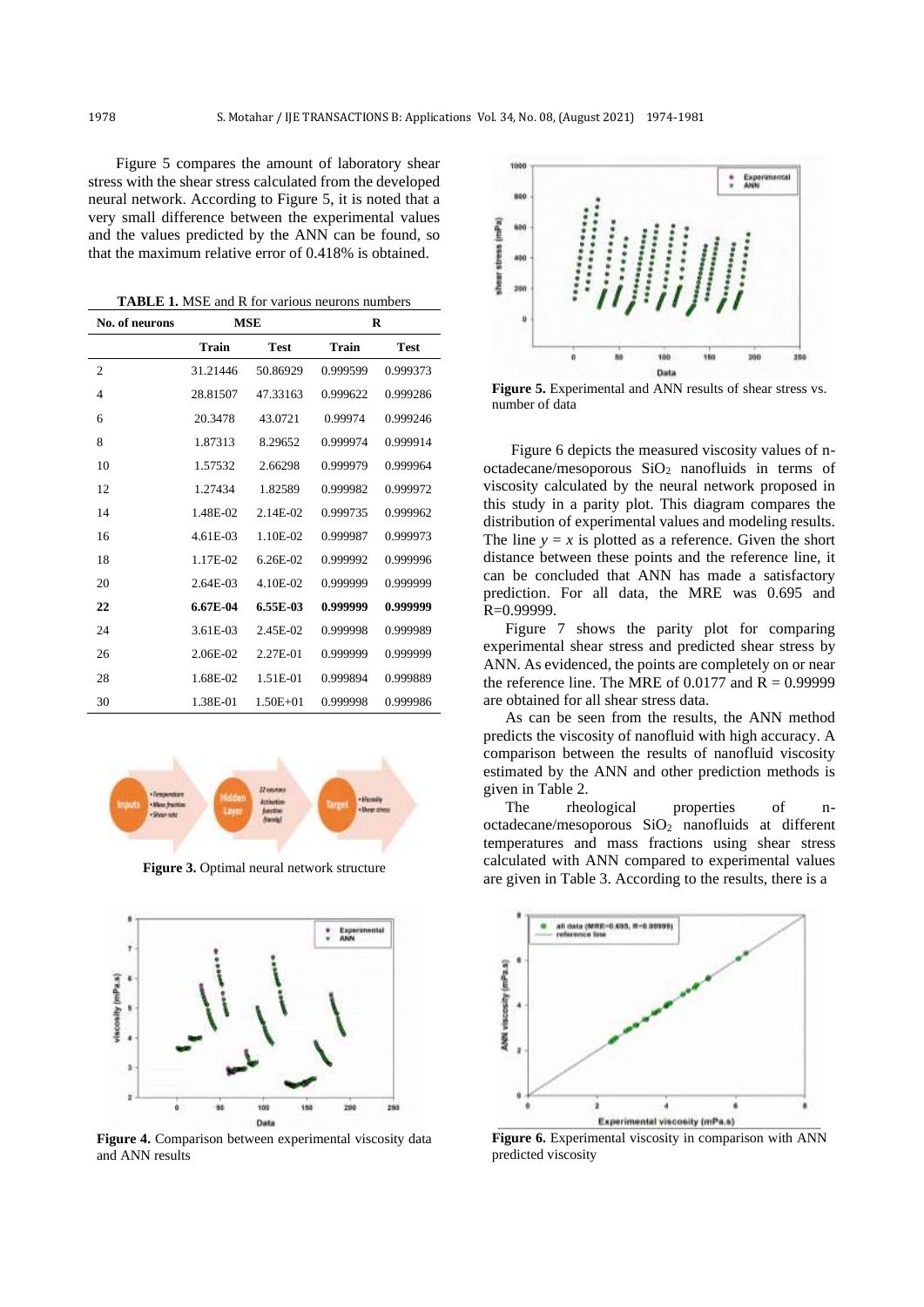Figure 5 compares the amount of laboratory shear stress with the shear stress calculated from the developed neural network. According to Figure 5, it is noted that a very small difference between the experimental values and the values predicted by the ANN can be found, so that the maximum relative error of 0.418% is obtained.

**TABLE 1.** MSE and R for various neurons numbers

| No. of neurons | MSE | | R | |
|---|---|---|---|---|
| | Train | Test | Train | Test |
| 2 | 31.21446 | 50.86929 | 0.999599 | 0.999373 |
| 4 | 28.81507 | 47.33163 | 0.999622 | 0.999286 |
| 6 | 20.3478 | 43.0721 | 0.99974 | 0.999246 |
| 8 | 1.87313 | 8.29652 | 0.999974 | 0.999914 |
| 10 | 1.57532 | 2.66298 | 0.999979 | 0.999964 |
| 12 | 1.27434 | 1.82589 | 0.999982 | 0.999972 |
| 14 | 1.48E-02 | 2.14E-02 | 0.999735 | 0.999962 |
| 16 | 4.61E-03 | 1.10E-02 | 0.999987 | 0.999973 |
| 18 | 1.17E-02 | 6.26E-02 | 0.999992 | 0.999996 |
| 20 | 2.64E-03 | 4.10E-02 | 0.999999 | 0.999999 |
| **22** | **6.67E-04** | **6.55E-03** | **0.999999** | **0.999999** |
| 24 | 3.61E-03 | 2.45E-02 | 0.999998 | 0.999989 |
| 26 | 2.06E-02 | 2.27E-01 | 0.999999 | 0.999999 |
| 28 | 1.68E-02 | 1.51E-01 | 0.999894 | 0.999889 |
| 30 | 1.38E-01 | 1.50E+01 | 0.999998 | 0.999986 |

**Figure 3.** Optimal neural network structure

**Figure 4.** Comparison between experimental viscosity data and ANN results

**Figure 5.** Experimental and ANN results of shear stress vs. number of data

Figure 6 depicts the measured viscosity values of n-octadecane/mesoporous $SiO_2$ nanofluids in terms of viscosity calculated by the neural network proposed in this study in a parity plot. This diagram compares the distribution of experimental values and modeling results. The line $y = x$ is plotted as a reference. Given the short distance between these points and the reference line, it can be concluded that ANN has made a satisfactory prediction. For all data, the MRE was 0.695 and R=0.99999.

Figure 7 shows the parity plot for comparing experimental shear stress and predicted shear stress by ANN. As evidenced, the points are completely on or near the reference line. The MRE of 0.0177 and R = 0.99999 are obtained for all shear stress data.

As can be seen from the results, the ANN method predicts the viscosity of nanofluid with high accuracy. A comparison between the results of nanofluid viscosity estimated by the ANN and other prediction methods is given in Table 2.

The rheological properties of n-octadecane/mesoporous $SiO_2$ nanofluids at different temperatures and mass fractions using shear stress calculated with ANN compared to experimental values are given in Table 3. According to the results, there is a

**Figure 6.** Experimental viscosity in comparison with ANN predicted viscosity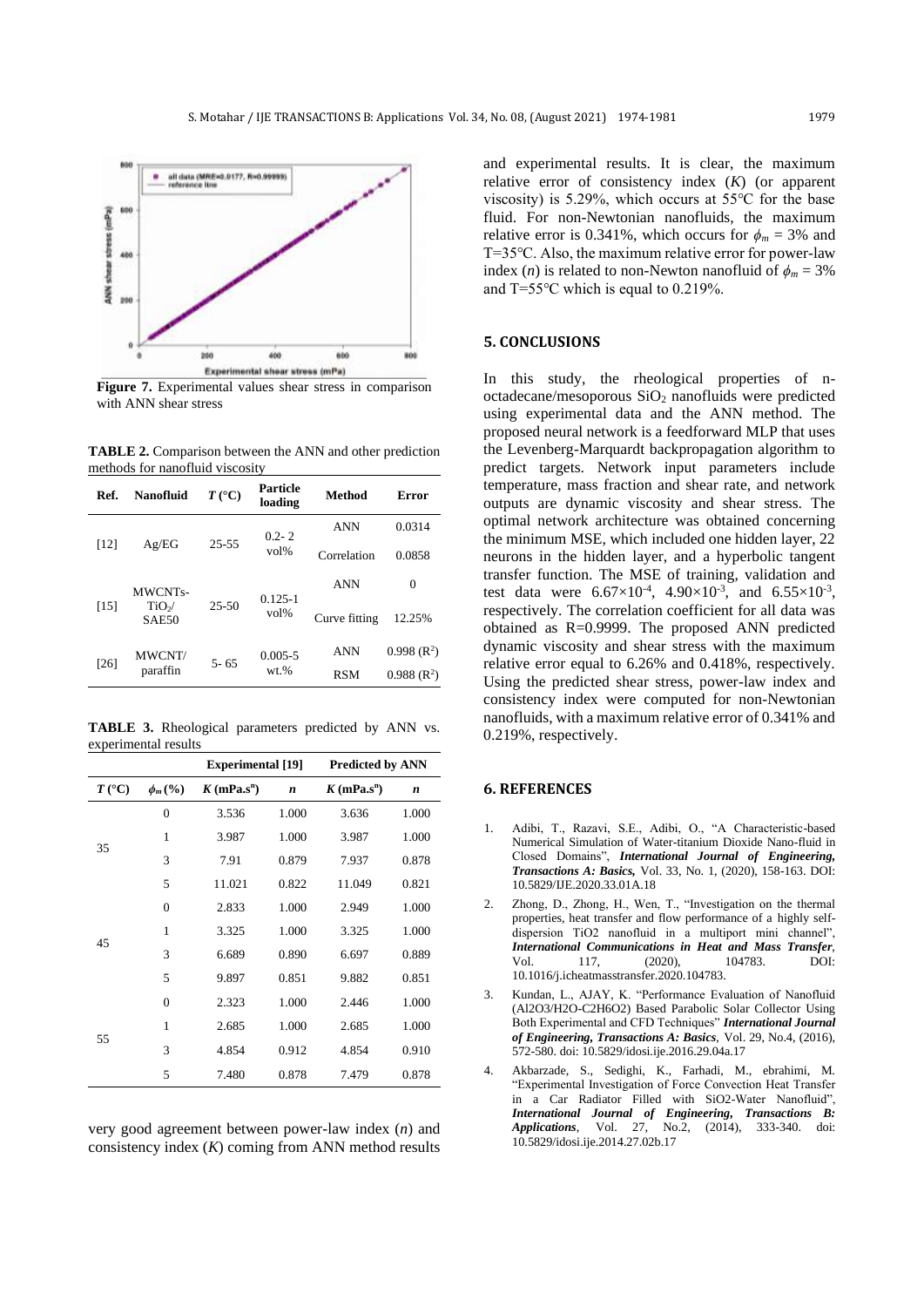**Figure 7.** Experimental values shear stress in comparison with ANN shear stress

**TABLE 2.** Comparison between the ANN and other prediction methods for nanofluid viscosity

| Ref. | Nanofluid | $T$ (°C) | Particle loading | Method | Error |
|---|---|---|---|---|---|
| [12] | Ag/EG | 25-55 | 0.2- 2 vol% | ANN | 0.0314 |
| | | | | Correlation | 0.0858 |
| [15] | MWCNTs-$TiO_2$/SAE50 | 25-50 | 0.125-1 vol% | ANN | 0 |
| | | | | Curve fitting | 12.25% |
| [26] | MWCNT/paraffin | 5- 65 | 0.005-5 wt.% | ANN | 0.998 ($R^2$) |
| | | | | RSM | 0.988 ($R^2$) |

**TABLE 3.** Rheological parameters predicted by ANN vs. experimental results

| | | Experimental [19] | | Predicted by ANN | |
|---|---|---|---|---|---|
| $T$ (°C) | $\phi_m$ (%) | $K$ (mPa.s$^n$) | $n$ | $K$ (mPa.s$^n$) | $n$ |
| 35 | 0 | 3.536 | 1.000 | 3.636 | 1.000 |
| | 1 | 3.987 | 1.000 | 3.987 | 1.000 |
| | 3 | 7.91 | 0.879 | 7.937 | 0.878 |
| | 5 | 11.021 | 0.822 | 11.049 | 0.821 |
| 45 | 0 | 2.833 | 1.000 | 2.949 | 1.000 |
| | 1 | 3.325 | 1.000 | 3.325 | 1.000 |
| | 3 | 6.689 | 0.890 | 6.697 | 0.889 |
| | 5 | 9.897 | 0.851 | 9.882 | 0.851 |
| 55 | 0 | 2.323 | 1.000 | 2.446 | 1.000 |
| | 1 | 2.685 | 1.000 | 2.685 | 1.000 |
| | 3 | 4.854 | 0.912 | 4.854 | 0.910 |
| | 5 | 7.480 | 0.878 | 7.479 | 0.878 |

very good agreement between power-law index ($n$) and consistency index ($K$) coming from ANN method results and experimental results. It is clear, the maximum relative error of consistency index ($K$) (or apparent viscosity) is 5.29%, which occurs at 55°C for the base fluid. For non-Newtonian nanofluids, the maximum relative error is 0.341%, which occurs for $\phi_m$ = 3% and T=35°C. Also, the maximum relative error for power-law index ($n$) is related to non-Newton nanofluid of $\phi_m$ = 3% and T=55°C which is equal to 0.219%.

## 5. CONCLUSIONS

In this study, the rheological properties of n-octadecane/mesoporous $SiO_2$ nanofluids were predicted using experimental data and the ANN method. The proposed neural network is a feedforward MLP that uses the Levenberg-Marquardt backpropagation algorithm to predict targets. Network input parameters include temperature, mass fraction and shear rate, and network outputs are dynamic viscosity and shear stress. The optimal network architecture was obtained concerning the minimum MSE, which included one hidden layer, 22 neurons in the hidden layer, and a hyperbolic tangent transfer function. The MSE of training, validation and test data were $6.67\times10^{-4}$, $4.90\times10^{-3}$, and $6.55\times10^{-3}$, respectively. The correlation coefficient for all data was obtained as R=0.9999. The proposed ANN predicted dynamic viscosity and shear stress with the maximum relative error equal to 6.26% and 0.418%, respectively. Using the predicted shear stress, power-law index and consistency index were computed for non-Newtonian nanofluids, with a maximum relative error of 0.341% and 0.219%, respectively.

## 6. REFERENCES

1. Adibi, T., Razavi, S.E., Adibi, O., "A Characteristic-based Numerical Simulation of Water-titanium Dioxide Nano-fluid in Closed Domains", ***International Journal of Engineering, Transactions A: Basics,*** Vol. 33, No. 1, (2020), 158-163. DOI: 10.5829/IJE.2020.33.01A.18
2. Zhong, D., Zhong, H., Wen, T., "Investigation on the thermal properties, heat transfer and flow performance of a highly self-dispersion TiO2 nanofluid in a multiport mini channel", ***International Communications in Heat and Mass Transfer***, Vol. 117, (2020), 104783. DOI: 10.1016/j.icheatmasstransfer.2020.104783.
3. Kundan, L., AJAY, K. "Performance Evaluation of Nanofluid (Al2O3/H2O-C2H6O2) Based Parabolic Solar Collector Using Both Experimental and CFD Techniques" ***International Journal of Engineering, Transactions A: Basics***, Vol. 29, No.4, (2016), 572-580. doi: 10.5829/idosi.ije.2016.29.04a.17
4. Akbarzade, S., Sedighi, K., Farhadi, M., ebrahimi, M. "Experimental Investigation of Force Convection Heat Transfer in a Car Radiator Filled with SiO2-Water Nanofluid", ***International Journal of Engineering, Transactions B: Applications***, Vol. 27, No.2, (2014), 333-340. doi: 10.5829/idosi.ije.2014.27.02b.17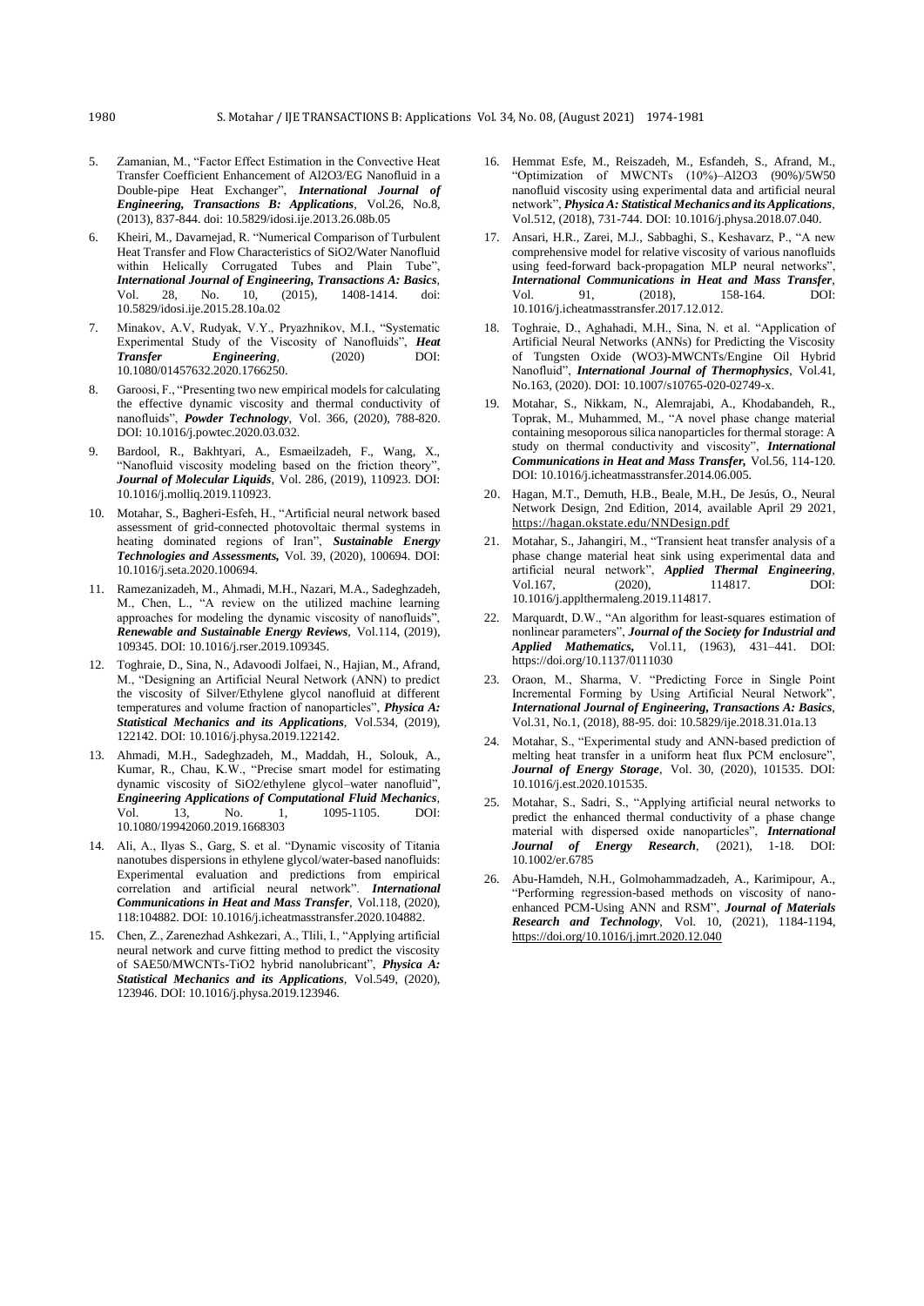5. Zamanian, M., "Factor Effect Estimation in the Convective Heat Transfer Coefficient Enhancement of Al2O3/EG Nanofluid in a Double-pipe Heat Exchanger", ***International Journal of Engineering, Transactions B: Applications***, Vol.26, No.8, (2013), 837-844. doi: 10.5829/idosi.ije.2013.26.08b.05

6. Kheiri, M., Davarnejad, R. "Numerical Comparison of Turbulent Heat Transfer and Flow Characteristics of SiO2/Water Nanofluid within Helically Corrugated Tubes and Plain Tube", ***International Journal of Engineering, Transactions A: Basics***, Vol. 28, No. 10, (2015), 1408-1414. doi: 10.5829/idosi.ije.2015.28.10a.02

7. Minakov, A.V, Rudyak, V.Y., Pryazhnikov, M.I., "Systematic Experimental Study of the Viscosity of Nanofluids", ***Heat Transfer Engineering***, (2020) DOI: 10.1080/01457632.2020.1766250.

8. Garoosi, F., "Presenting two new empirical models for calculating the effective dynamic viscosity and thermal conductivity of nanofluids", ***Powder Technology***, Vol. 366, (2020), 788-820. DOI: 10.1016/j.powtec.2020.03.032.

9. Bardool, R., Bakhtyari, A., Esmaeilzadeh, F., Wang, X., "Nanofluid viscosity modeling based on the friction theory", ***Journal of Molecular Liquids***, Vol. 286, (2019), 110923. DOI: 10.1016/j.molliq.2019.110923.

10. Motahar, S., Bagheri-Esfeh, H., "Artificial neural network based assessment of grid-connected photovoltaic thermal systems in heating dominated regions of Iran", ***Sustainable Energy Technologies and Assessments,*** Vol. 39, (2020), 100694. DOI: 10.1016/j.seta.2020.100694.

11. Ramezanizadeh, M., Ahmadi, M.H., Nazari, M.A., Sadeghzadeh, M., Chen, L., "A review on the utilized machine learning approaches for modeling the dynamic viscosity of nanofluids", ***Renewable and Sustainable Energy Reviews***, Vol.114, (2019), 109345. DOI: 10.1016/j.rser.2019.109345.

12. Toghraie, D., Sina, N., Adavoodi Jolfaei, N., Hajian, M., Afrand, M., "Designing an Artificial Neural Network (ANN) to predict the viscosity of Silver/Ethylene glycol nanofluid at different temperatures and volume fraction of nanoparticles", ***Physica A: Statistical Mechanics and its Applications***, Vol.534, (2019), 122142. DOI: 10.1016/j.physa.2019.122142.

13. Ahmadi, M.H., Sadeghzadeh, M., Maddah, H., Solouk, A., Kumar, R., Chau, K.W., "Precise smart model for estimating dynamic viscosity of SiO2/ethylene glycol–water nanofluid", ***Engineering Applications of Computational Fluid Mechanics***, Vol. 13, No. 1, 1095-1105. DOI: 10.1080/19942060.2019.1668303

14. Ali, A., Ilyas S., Garg, S. et al. "Dynamic viscosity of Titania nanotubes dispersions in ethylene glycol/water-based nanofluids: Experimental evaluation and predictions from empirical correlation and artificial neural network". ***International Communications in Heat and Mass Transfer***, Vol.118, (2020), 118:104882. DOI: 10.1016/j.icheatmasstransfer.2020.104882.

15. Chen, Z., Zarenezhad Ashkezari, A., Tlili, I., "Applying artificial neural network and curve fitting method to predict the viscosity of SAE50/MWCNTs-TiO2 hybrid nanolubricant", ***Physica A: Statistical Mechanics and its Applications***, Vol.549, (2020), 123946. DOI: 10.1016/j.physa.2019.123946.

16. Hemmat Esfe, M., Reiszadeh, M., Esfandeh, S., Afrand, M., "Optimization of MWCNTs (10%)–Al2O3 (90%)/5W50 nanofluid viscosity using experimental data and artificial neural network", ***Physica A: Statistical Mechanics and its Applications***, Vol.512, (2018), 731-744. DOI: 10.1016/j.physa.2018.07.040.

17. Ansari, H.R., Zarei, M.J., Sabbaghi, S., Keshavarz, P., "A new comprehensive model for relative viscosity of various nanofluids using feed-forward back-propagation MLP neural networks", ***International Communications in Heat and Mass Transfer***, Vol. 91, (2018), 158-164. DOI: 10.1016/j.icheatmasstransfer.2017.12.012.

18. Toghraie, D., Aghahadi, M.H., Sina, N. et al. "Application of Artificial Neural Networks (ANNs) for Predicting the Viscosity of Tungsten Oxide (WO3)-MWCNTs/Engine Oil Hybrid Nanofluid", ***International Journal of Thermophysics***, Vol.41, No.163, (2020). DOI: 10.1007/s10765-020-02749-x.

19. Motahar, S., Nikkam, N., Alemrajabi, A., Khodabandeh, R., Toprak, M., Muhammed, M., "A novel phase change material containing mesoporous silica nanoparticles for thermal storage: A study on thermal conductivity and viscosity", ***International Communications in Heat and Mass Transfer,*** Vol.56, 114-120. DOI: 10.1016/j.icheatmasstransfer.2014.06.005.

20. Hagan, M.T., Demuth, H.B., Beale, M.H., De Jesús, O., Neural Network Design, 2nd Edition, 2014, available April 29 2021, https://hagan.okstate.edu/NNDesign.pdf

21. Motahar, S., Jahangiri, M., "Transient heat transfer analysis of a phase change material heat sink using experimental data and artificial neural network", ***Applied Thermal Engineering***, Vol.167, (2020), 114817. DOI: 10.1016/j.applthermaleng.2019.114817.

22. Marquardt, D.W., "An algorithm for least-squares estimation of nonlinear parameters", ***Journal of the Society for Industrial and Applied Mathematics,*** Vol.11, (1963), 431–441. DOI: https://doi.org/10.1137/0111030

23. Oraon, M., Sharma, V. "Predicting Force in Single Point Incremental Forming by Using Artificial Neural Network", ***International Journal of Engineering, Transactions A: Basics***, Vol.31, No.1, (2018), 88-95. doi: 10.5829/ije.2018.31.01a.13

24. Motahar, S., "Experimental study and ANN-based prediction of melting heat transfer in a uniform heat flux PCM enclosure", ***Journal of Energy Storage***, Vol. 30, (2020), 101535. DOI: 10.1016/j.est.2020.101535.

25. Motahar, S., Sadri, S., "Applying artificial neural networks to predict the enhanced thermal conductivity of a phase change material with dispersed oxide nanoparticles", ***International Journal of Energy Research***, (2021), 1-18. DOI: 10.1002/er.6785

26. Abu-Hamdeh, N.H., Golmohammadzadeh, A., Karimipour, A., "Performing regression-based methods on viscosity of nano-enhanced PCM-Using ANN and RSM", ***Journal of Materials Research and Technology***, Vol. 10, (2021), 1184-1194, https://doi.org/10.1016/j.jmrt.2020.12.040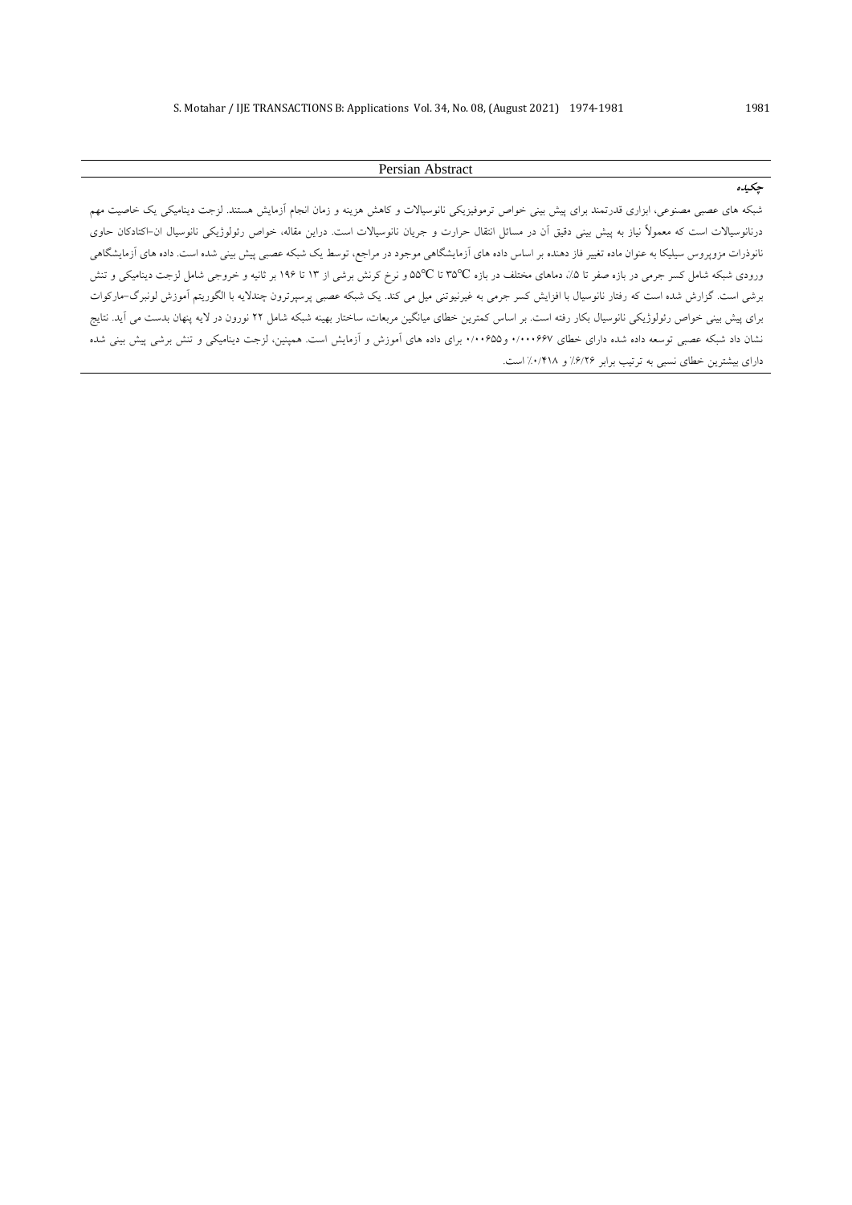## Persian Abstract

**چکیده**

شبکه های عصبی مصنوعی، ابزاری قدرتمند برای پیش بینی خواص ترموفیزیکی نانوسیالات و کاهش هزینه و زمان انجام آزمایش هستند. لزجت دینامیکی یک خاصیت مهم درنانوسیالات است که معمولاً نیاز به پیش بینی دقیق آن در مسائل انتقال حرارت و جریان نانوسیالات است. دراین مقاله، خواص رئولوژیکی نانوسیال ان-اکتادکان حاوی نانوذرات مزوپروس سیلیکا به عنوان ماده تغییر فاز دهنده بر اساس داده های آزمایشگاهی موجود در مراجع، توسط یک شبکه عصبی پیش بینی شده است. داده های آزمایشگاهی ورودی شبکه شامل کسر جرمی در بازه صفر تا ۵٪، دماهای مختلف در بازه ۳۵°C تا ۵۵°C و نرخ کرنش برشی از ۱۳ تا ۱۹۶ بر ثانیه و خروجی شامل لزجت دینامیکی و تنش برشی است. گزارش شده است که رفتار نانوسیال با افزایش کسر جرمی به غیرنیوتنی میل می کند. یک شبکه عصبی پرسپترون چندلایه با الگوریتم آموزش لونبرگ-مارکوات برای پیش بینی خواص رئولوژیکی نانوسیال بکار رفته است. بر اساس کمترین خطای میانگین مربعات، ساختار بهینه شبکه شامل ۲۲ نورون در لایه پنهان بدست می آید. نتایج نشان داد شبکه عصبی توسعه داده شده دارای خطای ۰/۰۰۰۶۶۷ و۰/۰۰۶۵۵ برای داده های آموزش و آزمایش است. همچنین، لزجت دینامیکی و تنش برشی پیش بینی شده دارای بیشترین خطای نسبی به ترتیب برابر ۶/۲۶٪ و ۰/۴۱۸٪ است.